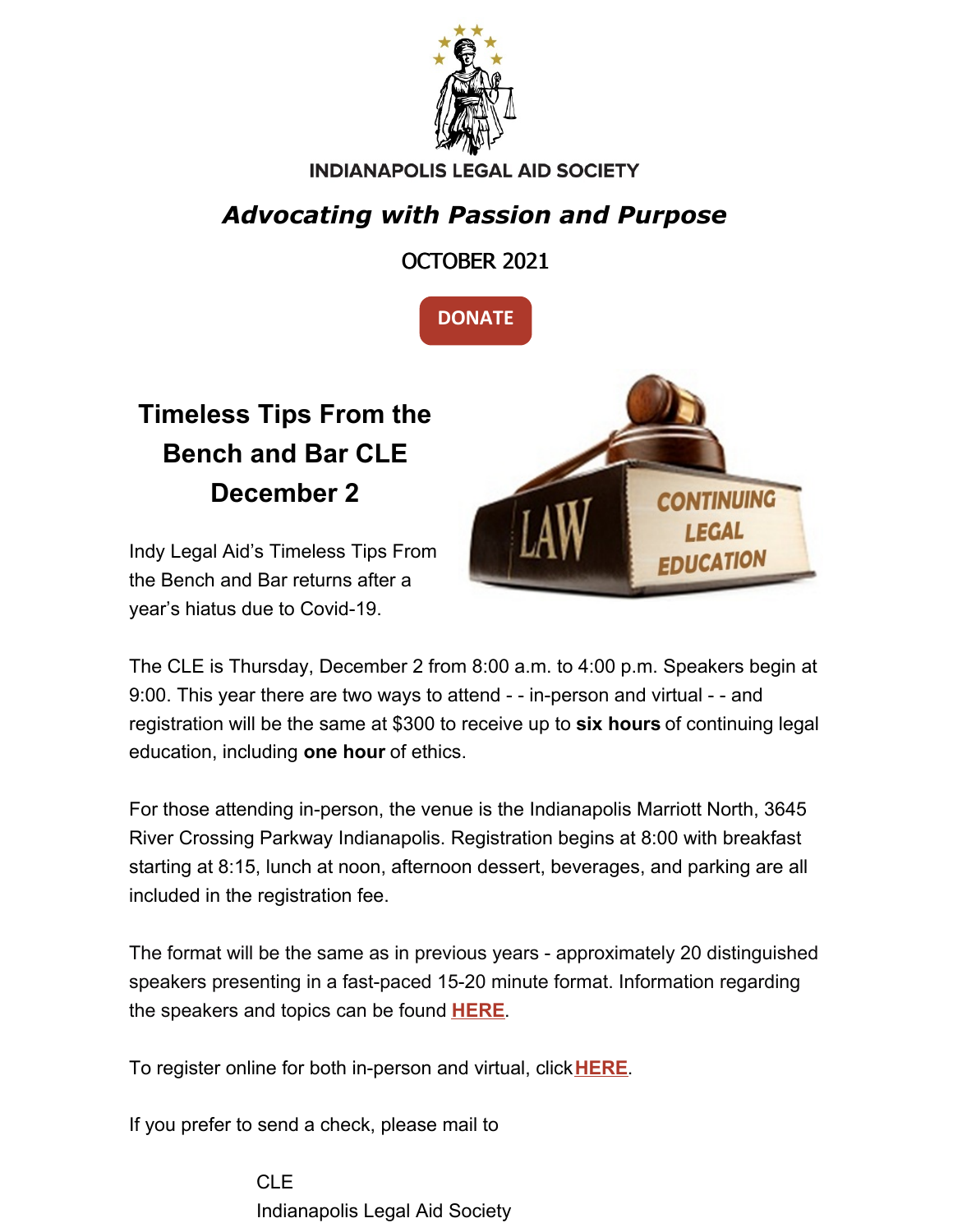INDIANAPOLIS LEGAL AID SOCIETY

***Advocating with Passion and Purpose***

OCTOBER 2021

DONATE

## Timeless Tips From the Bench and Bar CLE December 2

Indy Legal Aid's Timeless Tips From the Bench and Bar returns after a year's hiatus due to Covid-19.

The CLE is Thursday, December 2 from 8:00 a.m. to 4:00 p.m. Speakers begin at 9:00. This year there are two ways to attend - - in-person and virtual - - and registration will be the same at $300 to receive up to **six hours** of continuing legal education, including **one hour** of ethics.

For those attending in-person, the venue is the Indianapolis Marriott North, 3645 River Crossing Parkway Indianapolis. Registration begins at 8:00 with breakfast starting at 8:15, lunch at noon, afternoon dessert, beverages, and parking are all included in the registration fee.

The format will be the same as in previous years - approximately 20 distinguished speakers presenting in a fast-paced 15-20 minute format. Information regarding the speakers and topics can be found **HERE**.

To register online for both in-person and virtual, click **HERE**.

If you prefer to send a check, please mail to

CLE
Indianapolis Legal Aid Society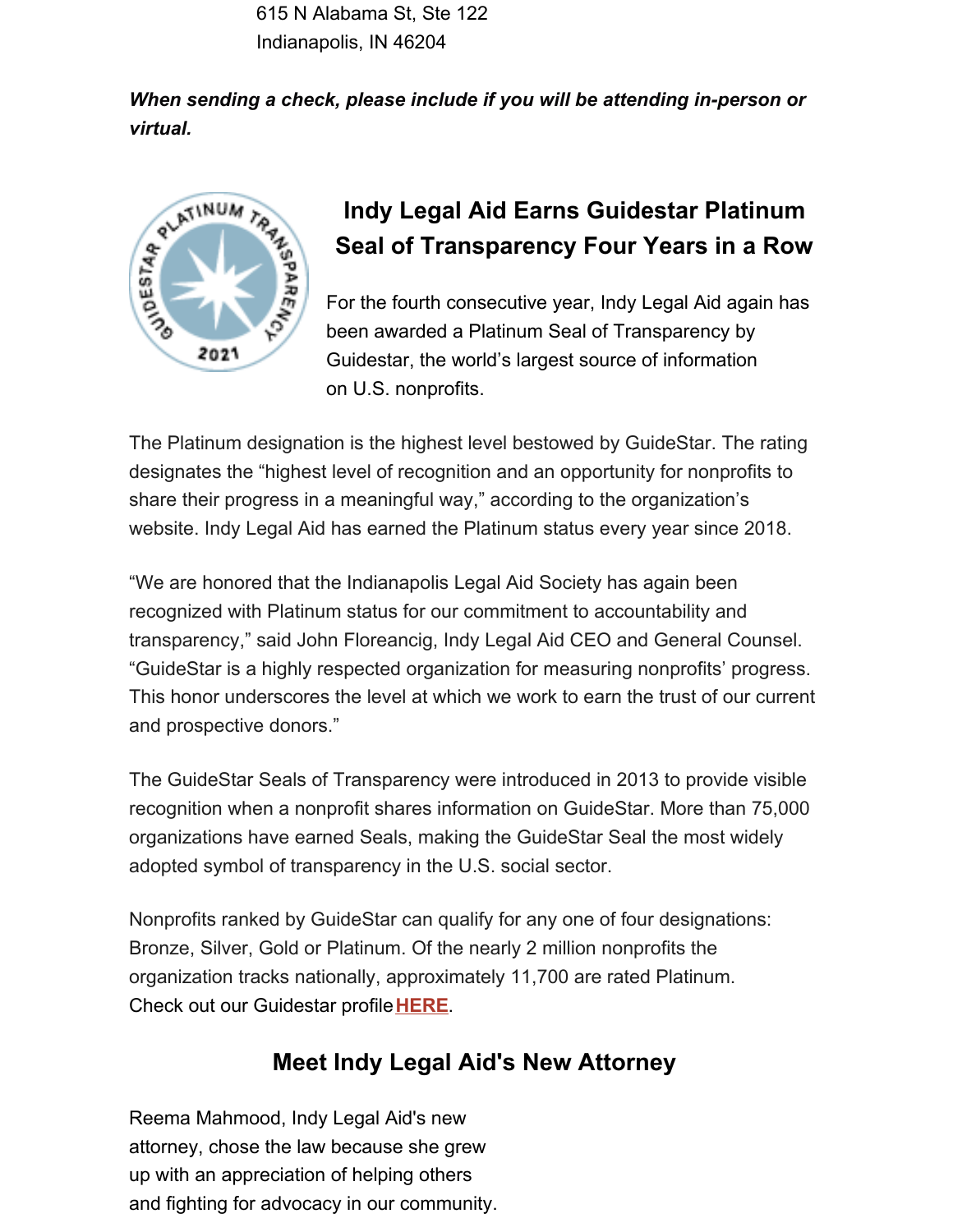615 N Alabama St, Ste 122
Indianapolis, IN 46204

***When sending a check, please include if you will be attending in-person or virtual.***

## Indy Legal Aid Earns Guidestar Platinum Seal of Transparency Four Years in a Row

For the fourth consecutive year, Indy Legal Aid again has been awarded a Platinum Seal of Transparency by Guidestar, the world's largest source of information on U.S. nonprofits.

The Platinum designation is the highest level bestowed by GuideStar. The rating designates the "highest level of recognition and an opportunity for nonprofits to share their progress in a meaningful way," according to the organization's website. Indy Legal Aid has earned the Platinum status every year since 2018.

"We are honored that the Indianapolis Legal Aid Society has again been recognized with Platinum status for our commitment to accountability and transparency," said John Floreancig, Indy Legal Aid CEO and General Counsel. "GuideStar is a highly respected organization for measuring nonprofits' progress. This honor underscores the level at which we work to earn the trust of our current and prospective donors."

The GuideStar Seals of Transparency were introduced in 2013 to provide visible recognition when a nonprofit shares information on GuideStar. More than 75,000 organizations have earned Seals, making the GuideStar Seal the most widely adopted symbol of transparency in the U.S. social sector.

Nonprofits ranked by GuideStar can qualify for any one of four designations: Bronze, Silver, Gold or Platinum. Of the nearly 2 million nonprofits the organization tracks nationally, approximately 11,700 are rated Platinum. Check out our Guidestar profile **HERE**.

## Meet Indy Legal Aid's New Attorney

Reema Mahmood, Indy Legal Aid's new attorney, chose the law because she grew up with an appreciation of helping others and fighting for advocacy in our community.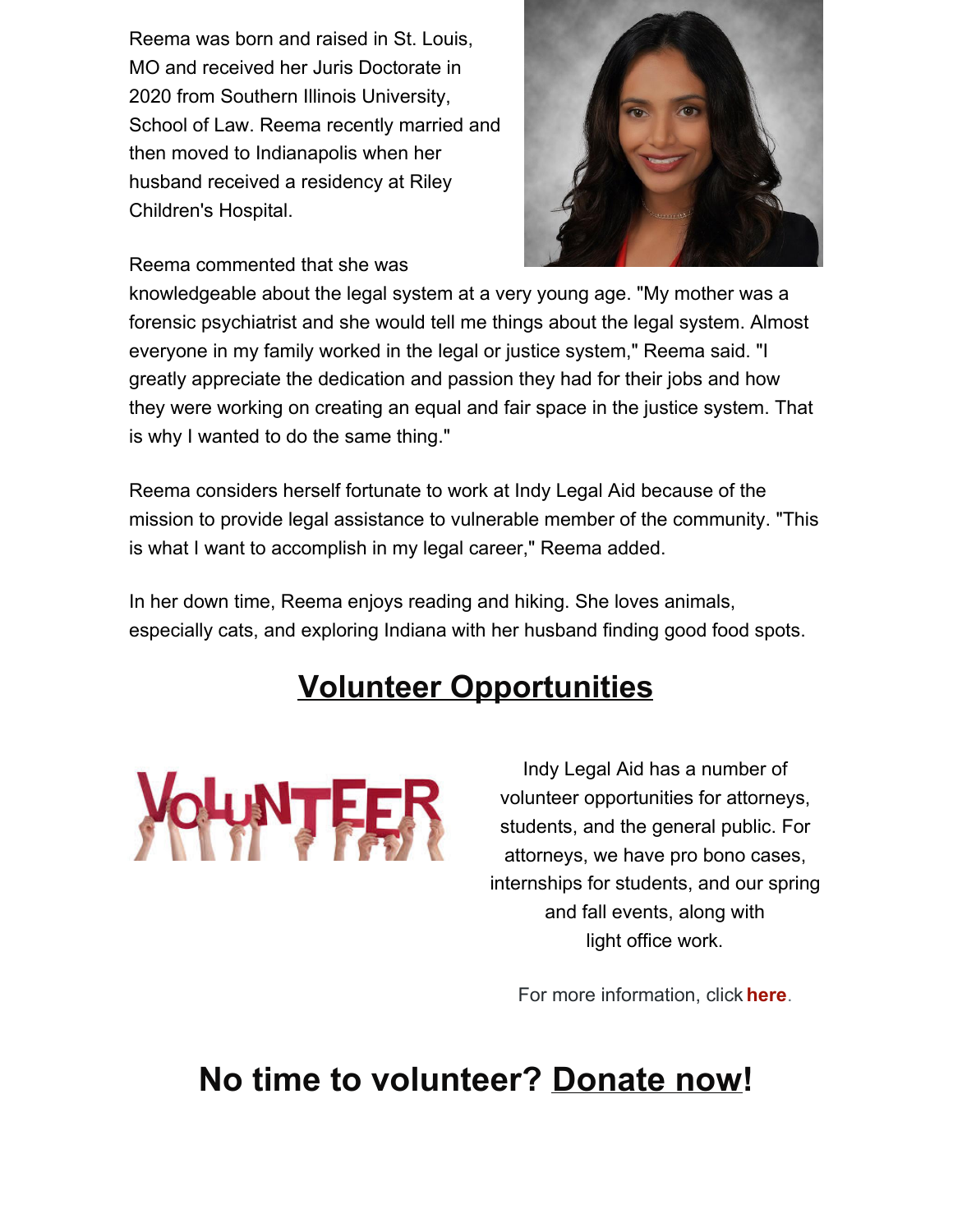Reema was born and raised in St. Louis, MO and received her Juris Doctorate in 2020 from Southern Illinois University, School of Law. Reema recently married and then moved to Indianapolis when her husband received a residency at Riley Children's Hospital.

Reema commented that she was knowledgeable about the legal system at a very young age. "My mother was a forensic psychiatrist and she would tell me things about the legal system. Almost everyone in my family worked in the legal or justice system," Reema said. "I greatly appreciate the dedication and passion they had for their jobs and how they were working on creating an equal and fair space in the justice system. That is why I wanted to do the same thing."

Reema considers herself fortunate to work at Indy Legal Aid because of the mission to provide legal assistance to vulnerable member of the community. "This is what I want to accomplish in my legal career," Reema added.

In her down time, Reema enjoys reading and hiking. She loves animals, especially cats, and exploring Indiana with her husband finding good food spots.

## Volunteer Opportunities

Indy Legal Aid has a number of volunteer opportunities for attorneys, students, and the general public. For attorneys, we have pro bono cases, internships for students, and our spring and fall events, along with light office work.

For more information, click **here**.

## No time to volunteer? Donate now!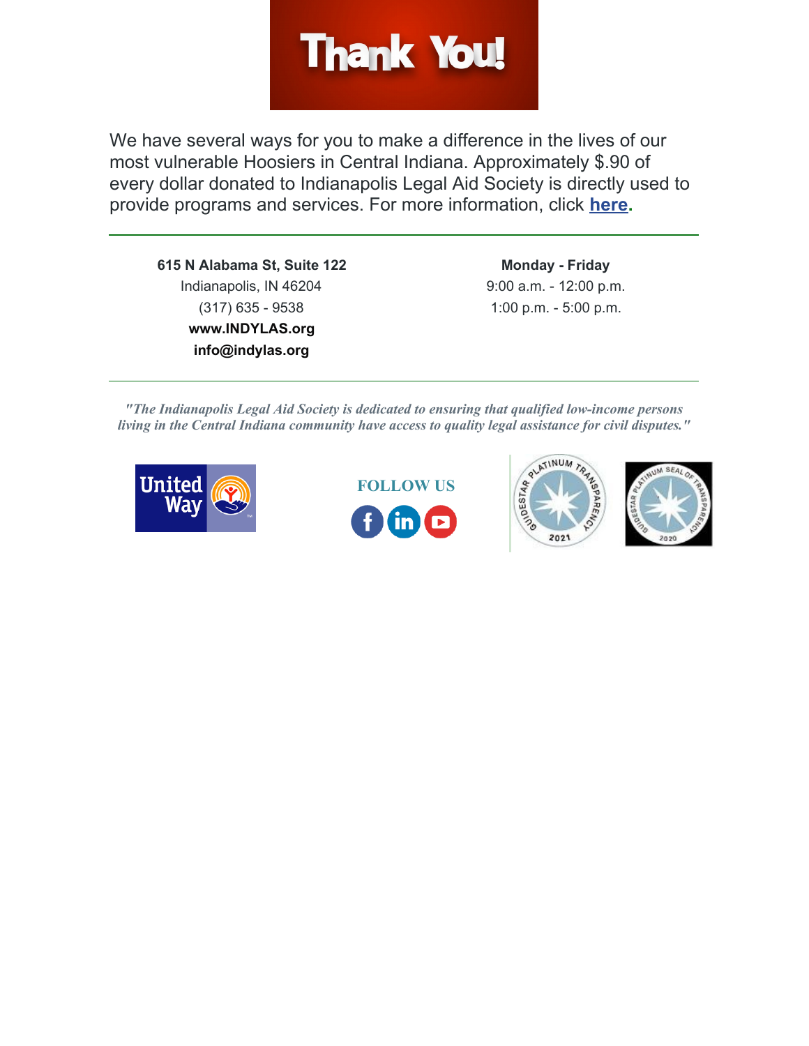# Thank You!

We have several ways for you to make a difference in the lives of our most vulnerable Hoosiers in Central Indiana. Approximately $.90 of every dollar donated to Indianapolis Legal Aid Society is directly used to provide programs and services. For more information, click **here**.

---

**615 N Alabama St, Suite 122**
Indianapolis, IN 46204
(317) 635 - 9538
**www.INDYLAS.org**
**info@indylas.org**

**Monday - Friday**
9:00 a.m. - 12:00 p.m.
1:00 p.m. - 5:00 p.m.

---

*"The Indianapolis Legal Aid Society is dedicated to ensuring that qualified low-income persons living in the Central Indiana community have access to quality legal assistance for civil disputes."*

United Way

FOLLOW US

GUIDESTAR PLATINUM TRANSPARENCY 2021

GUIDESTAR PLATINUM SEAL OF TRANSPARENCY 2020